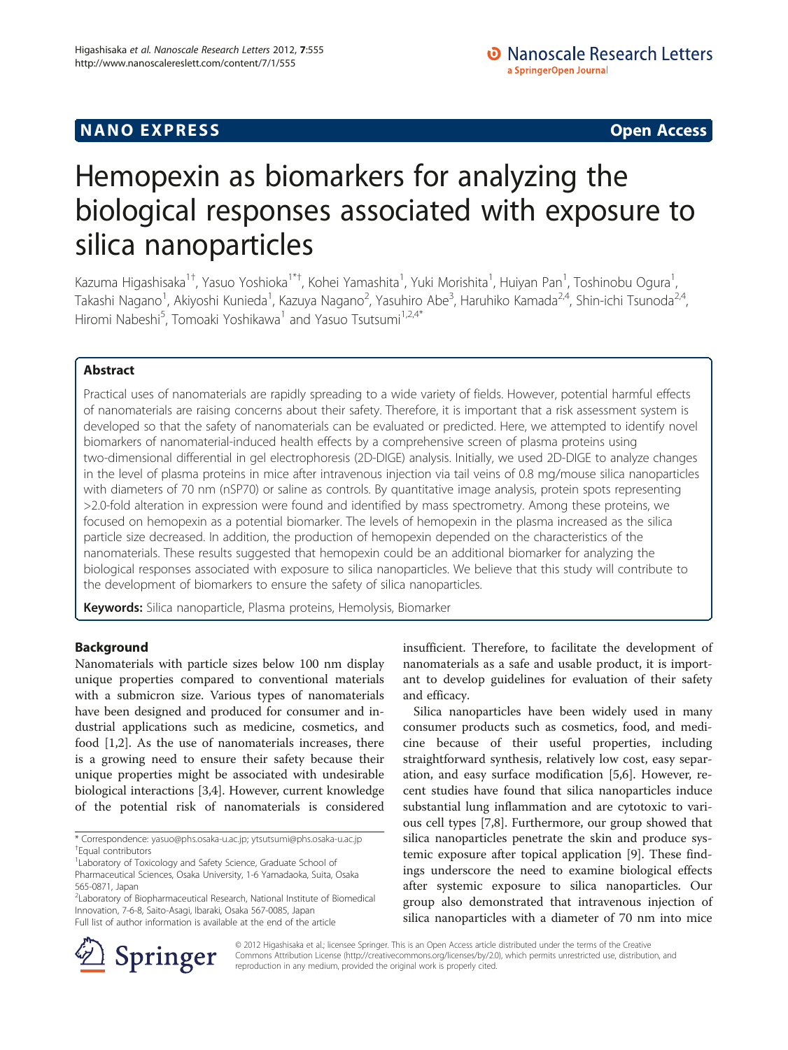NANO EXPRESS **Open Access**

# Hemopexin as biomarkers for analyzing the biological responses associated with exposure to silica nanoparticles

Kazuma Higashisaka[1†], Yasuo Yoshioka[1*†], Kohei Yamashita[1], Yuki Morishita[1], Huiyan Pan[1], Toshinobu Ogura[1], Takashi Nagano[1], Akiyoshi Kunieda[1], Kazuya Nagano[2], Yasuhiro Abe[3], Haruhiko Kamada[2,4], Shin-ichi Tsunoda[2,4], Hiromi Nabeshi[5], Tomoaki Yoshikawa[1] and Yasuo Tsutsumi[1,2,4*]

## Abstract

Practical uses of nanomaterials are rapidly spreading to a wide variety of fields. However, potential harmful effects of nanomaterials are raising concerns about their safety. Therefore, it is important that a risk assessment system is developed so that the safety of nanomaterials can be evaluated or predicted. Here, we attempted to identify novel biomarkers of nanomaterial-induced health effects by a comprehensive screen of plasma proteins using two-dimensional differential in gel electrophoresis (2D-DIGE) analysis. Initially, we used 2D-DIGE to analyze changes in the level of plasma proteins in mice after intravenous injection via tail veins of 0.8 mg/mouse silica nanoparticles with diameters of 70 nm (nSP70) or saline as controls. By quantitative image analysis, protein spots representing >2.0-fold alteration in expression were found and identified by mass spectrometry. Among these proteins, we focused on hemopexin as a potential biomarker. The levels of hemopexin in the plasma increased as the silica particle size decreased. In addition, the production of hemopexin depended on the characteristics of the nanomaterials. These results suggested that hemopexin could be an additional biomarker for analyzing the biological responses associated with exposure to silica nanoparticles. We believe that this study will contribute to the development of biomarkers to ensure the safety of silica nanoparticles.

**Keywords:** Silica nanoparticle, Plasma proteins, Hemolysis, Biomarker

## Background

Nanomaterials with particle sizes below 100 nm display unique properties compared to conventional materials with a submicron size. Various types of nanomaterials have been designed and produced for consumer and industrial applications such as medicine, cosmetics, and food [1,2]. As the use of nanomaterials increases, there is a growing need to ensure their safety because their unique properties might be associated with undesirable biological interactions [3,4]. However, current knowledge of the potential risk of nanomaterials is considered insufficient. Therefore, to facilitate the development of nanomaterials as a safe and usable product, it is important to develop guidelines for evaluation of their safety and efficacy.

Silica nanoparticles have been widely used in many consumer products such as cosmetics, food, and medicine because of their useful properties, including straightforward synthesis, relatively low cost, easy separation, and easy surface modification [5,6]. However, recent studies have found that silica nanoparticles induce substantial lung inflammation and are cytotoxic to various cell types [7,8]. Furthermore, our group showed that silica nanoparticles penetrate the skin and produce systemic exposure after topical application [9]. These findings underscore the need to examine biological effects after systemic exposure to silica nanoparticles. Our group also demonstrated that intravenous injection of silica nanoparticles with a diameter of 70 nm into mice

\* Correspondence: yasuo@phs.osaka-u.ac.jp; ytsutsumi@phs.osaka-u.ac.jp
†Equal contributors
[1]Laboratory of Toxicology and Safety Science, Graduate School of Pharmaceutical Sciences, Osaka University, 1-6 Yamadaoka, Suita, Osaka 565-0871, Japan
[2]Laboratory of Biopharmaceutical Research, National Institute of Biomedical Innovation, 7-6-8, Saito-Asagi, Ibaraki, Osaka 567-0085, Japan
Full list of author information is available at the end of the article

© 2012 Higashisaka et al.; licensee Springer. This is an Open Access article distributed under the terms of the Creative Commons Attribution License (http://creativecommons.org/licenses/by/2.0), which permits unrestricted use, distribution, and reproduction in any medium, provided the original work is properly cited.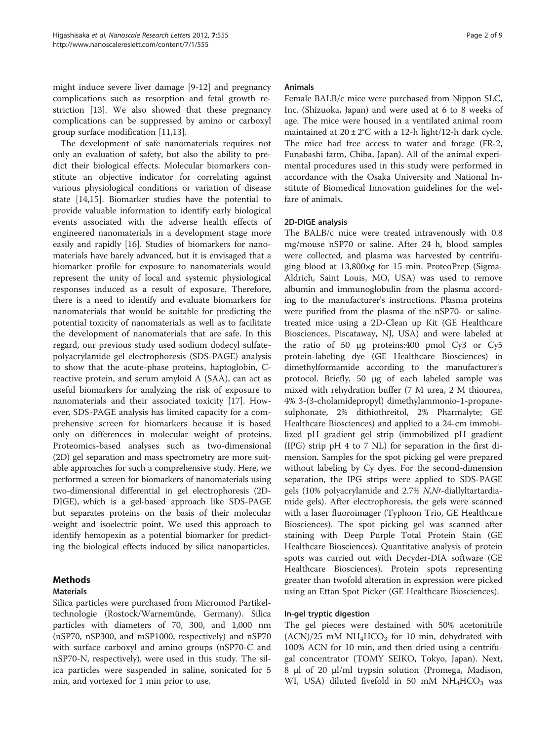might induce severe liver damage [9-12] and pregnancy complications such as resorption and fetal growth restriction [13]. We also showed that these pregnancy complications can be suppressed by amino or carboxyl group surface modification [11,13].

The development of safe nanomaterials requires not only an evaluation of safety, but also the ability to predict their biological effects. Molecular biomarkers constitute an objective indicator for correlating against various physiological conditions or variation of disease state [14,15]. Biomarker studies have the potential to provide valuable information to identify early biological events associated with the adverse health effects of engineered nanomaterials in a development stage more easily and rapidly [16]. Studies of biomarkers for nanomaterials have barely advanced, but it is envisaged that a biomarker profile for exposure to nanomaterials would represent the unity of local and systemic physiological responses induced as a result of exposure. Therefore, there is a need to identify and evaluate biomarkers for nanomaterials that would be suitable for predicting the potential toxicity of nanomaterials as well as to facilitate the development of nanomaterials that are safe. In this regard, our previous study used sodium dodecyl sulfate-polyacrylamide gel electrophoresis (SDS-PAGE) analysis to show that the acute-phase proteins, haptoglobin, C-reactive protein, and serum amyloid A (SAA), can act as useful biomarkers for analyzing the risk of exposure to nanomaterials and their associated toxicity [17]. However, SDS-PAGE analysis has limited capacity for a comprehensive screen for biomarkers because it is based only on differences in molecular weight of proteins. Proteomics-based analyses such as two-dimensional (2D) gel separation and mass spectrometry are more suitable approaches for such a comprehensive study. Here, we performed a screen for biomarkers of nanomaterials using two-dimensional differential in gel electrophoresis (2D-DIGE), which is a gel-based approach like SDS-PAGE but separates proteins on the basis of their molecular weight and isoelectric point. We used this approach to identify hemopexin as a potential biomarker for predicting the biological effects induced by silica nanoparticles.

## Methods

### Materials

Silica particles were purchased from Micromod Partikeltechnologie (Rostock/Warnemünde, Germany). Silica particles with diameters of 70, 300, and 1,000 nm (nSP70, nSP300, and mSP1000, respectively) and nSP70 with surface carboxyl and amino groups (nSP70-C and nSP70-N, respectively), were used in this study. The silica particles were suspended in saline, sonicated for 5 min, and vortexed for 1 min prior to use.

### Animals

Female BALB/c mice were purchased from Nippon SLC, Inc. (Shizuoka, Japan) and were used at 6 to 8 weeks of age. The mice were housed in a ventilated animal room maintained at 20 ± 2°C with a 12-h light/12-h dark cycle. The mice had free access to water and forage (FR-2, Funabashi farm, Chiba, Japan). All of the animal experimental procedures used in this study were performed in accordance with the Osaka University and National Institute of Biomedical Innovation guidelines for the welfare of animals.

### 2D-DIGE analysis

The BALB/c mice were treated intravenously with 0.8 mg/mouse nSP70 or saline. After 24 h, blood samples were collected, and plasma was harvested by centrifuging blood at 13,800×*g* for 15 min. ProteoPrep (Sigma-Aldrich, Saint Louis, MO, USA) was used to remove albumin and immunoglobulin from the plasma according to the manufacturer's instructions. Plasma proteins were purified from the plasma of the nSP70- or saline-treated mice using a 2D-Clean up Kit (GE Healthcare Biosciences, Piscataway, NJ, USA) and were labeled at the ratio of 50 μg proteins:400 pmol Cy3 or Cy5 protein-labeling dye (GE Healthcare Biosciences) in dimethylformamide according to the manufacturer's protocol. Briefly, 50 μg of each labeled sample was mixed with rehydration buffer (7 M urea, 2 M thiourea, 4% 3-(3-cholamidepropyl) dimethylammonio-1-propanesulphonate, 2% dithiothreitol, 2% Pharmalyte; GE Healthcare Biosciences) and applied to a 24-cm immobilized pH gradient gel strip (immobilized pH gradient (IPG) strip pH 4 to 7 NL) for separation in the first dimension. Samples for the spot picking gel were prepared without labeling by Cy dyes. For the second-dimension separation, the IPG strips were applied to SDS-PAGE gels (10% polyacrylamide and 2.7% *N,N′*-diallyltartardiamide gels). After electrophoresis, the gels were scanned with a laser fluoroimager (Typhoon Trio, GE Healthcare Biosciences). The spot picking gel was scanned after staining with Deep Purple Total Protein Stain (GE Healthcare Biosciences). Quantitative analysis of protein spots was carried out with Decyder-DIA software (GE Healthcare Biosciences). Protein spots representing greater than twofold alteration in expression were picked using an Ettan Spot Picker (GE Healthcare Biosciences).

### In-gel tryptic digestion

The gel pieces were destained with 50% acetonitrile (ACN)/25 mM $NH_4HCO_3$ for 10 min, dehydrated with 100% ACN for 10 min, and then dried using a centrifugal concentrator (TOMY SEIKO, Tokyo, Japan). Next, 8 μl of 20 μl/ml trypsin solution (Promega, Madison, WI, USA) diluted fivefold in 50 mM $NH_4HCO_3$ was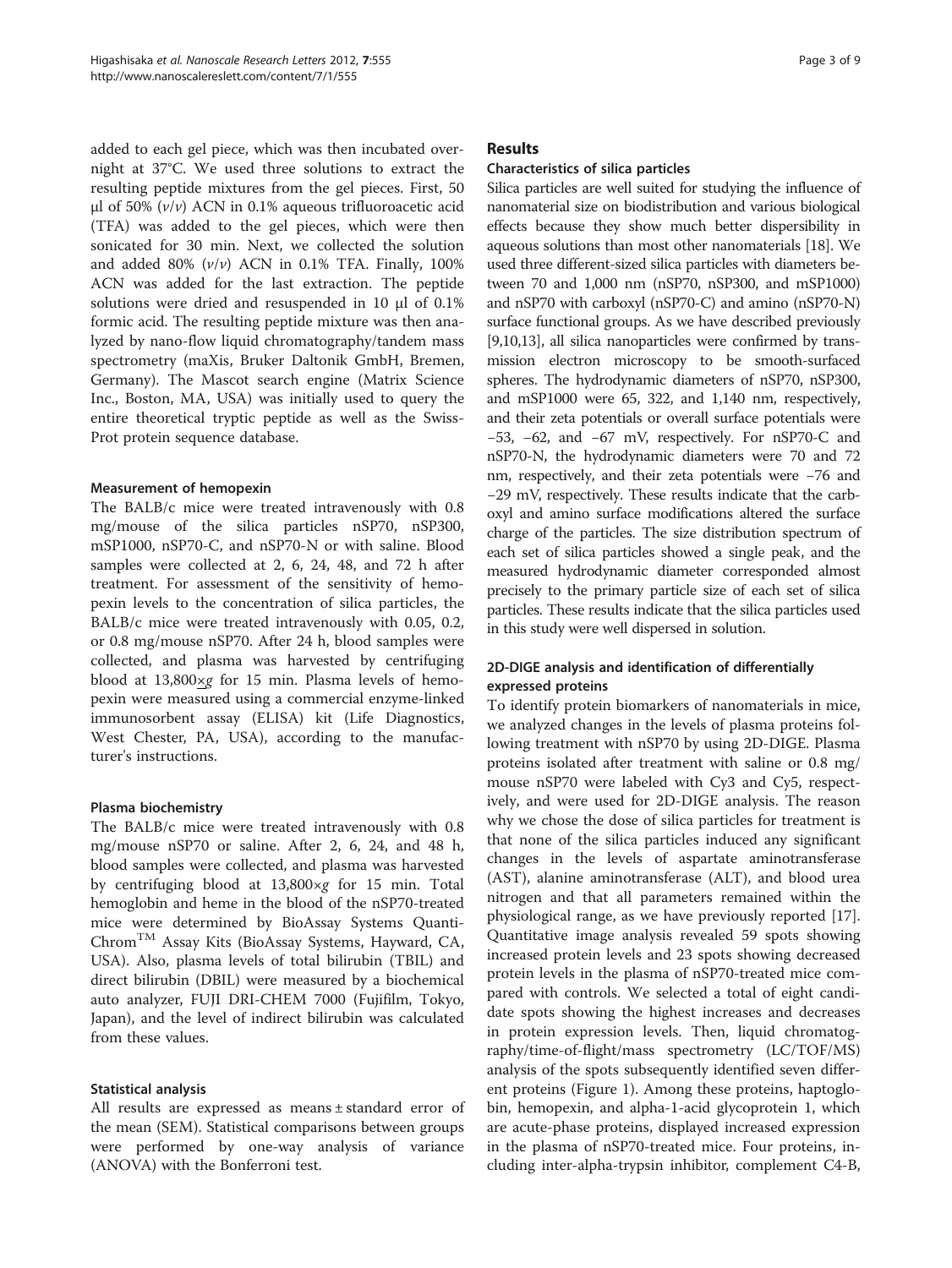added to each gel piece, which was then incubated overnight at 37°C. We used three solutions to extract the resulting peptide mixtures from the gel pieces. First, 50 μl of 50% (*v*/*v*) ACN in 0.1% aqueous trifluoroacetic acid (TFA) was added to the gel pieces, which were then sonicated for 30 min. Next, we collected the solution and added 80% (*v*/*v*) ACN in 0.1% TFA. Finally, 100% ACN was added for the last extraction. The peptide solutions were dried and resuspended in 10 μl of 0.1% formic acid. The resulting peptide mixture was then analyzed by nano-flow liquid chromatography/tandem mass spectrometry (maXis, Bruker Daltonik GmbH, Bremen, Germany). The Mascot search engine (Matrix Science Inc., Boston, MA, USA) was initially used to query the entire theoretical tryptic peptide as well as the Swiss-Prot protein sequence database.

#### Measurement of hemopexin

The BALB/c mice were treated intravenously with 0.8 mg/mouse of the silica particles nSP70, nSP300, mSP1000, nSP70-C, and nSP70-N or with saline. Blood samples were collected at 2, 6, 24, 48, and 72 h after treatment. For assessment of the sensitivity of hemopexin levels to the concentration of silica particles, the BALB/c mice were treated intravenously with 0.05, 0.2, or 0.8 mg/mouse nSP70. After 24 h, blood samples were collected, and plasma was harvested by centrifuging blood at 13,800×*g* for 15 min. Plasma levels of hemopexin were measured using a commercial enzyme-linked immunosorbent assay (ELISA) kit (Life Diagnostics, West Chester, PA, USA), according to the manufacturer's instructions.

#### Plasma biochemistry

The BALB/c mice were treated intravenously with 0.8 mg/mouse nSP70 or saline. After 2, 6, 24, and 48 h, blood samples were collected, and plasma was harvested by centrifuging blood at 13,800×*g* for 15 min. Total hemoglobin and heme in the blood of the nSP70-treated mice were determined by BioAssay Systems QuantiChrom™ Assay Kits (BioAssay Systems, Hayward, CA, USA). Also, plasma levels of total bilirubin (TBIL) and direct bilirubin (DBIL) were measured by a biochemical auto analyzer, FUJI DRI-CHEM 7000 (Fujifilm, Tokyo, Japan), and the level of indirect bilirubin was calculated from these values.

#### Statistical analysis

All results are expressed as means ± standard error of the mean (SEM). Statistical comparisons between groups were performed by one-way analysis of variance (ANOVA) with the Bonferroni test.

## Results

#### Characteristics of silica particles

Silica particles are well suited for studying the influence of nanomaterial size on biodistribution and various biological effects because they show much better dispersibility in aqueous solutions than most other nanomaterials [18]. We used three different-sized silica particles with diameters between 70 and 1,000 nm (nSP70, nSP300, and mSP1000) and nSP70 with carboxyl (nSP70-C) and amino (nSP70-N) surface functional groups. As we have described previously [9,10,13], all silica nanoparticles were confirmed by transmission electron microscopy to be smooth-surfaced spheres. The hydrodynamic diameters of nSP70, nSP300, and mSP1000 were 65, 322, and 1,140 nm, respectively, and their zeta potentials or overall surface potentials were −53, −62, and −67 mV, respectively. For nSP70-C and nSP70-N, the hydrodynamic diameters were 70 and 72 nm, respectively, and their zeta potentials were −76 and −29 mV, respectively. These results indicate that the carboxyl and amino surface modifications altered the surface charge of the particles. The size distribution spectrum of each set of silica particles showed a single peak, and the measured hydrodynamic diameter corresponded almost precisely to the primary particle size of each set of silica particles. These results indicate that the silica particles used in this study were well dispersed in solution.

#### 2D-DIGE analysis and identification of differentially expressed proteins

To identify protein biomarkers of nanomaterials in mice, we analyzed changes in the levels of plasma proteins following treatment with nSP70 by using 2D-DIGE. Plasma proteins isolated after treatment with saline or 0.8 mg/mouse nSP70 were labeled with Cy3 and Cy5, respectively, and were used for 2D-DIGE analysis. The reason why we chose the dose of silica particles for treatment is that none of the silica particles induced any significant changes in the levels of aspartate aminotransferase (AST), alanine aminotransferase (ALT), and blood urea nitrogen and that all parameters remained within the physiological range, as we have previously reported [17]. Quantitative image analysis revealed 59 spots showing increased protein levels and 23 spots showing decreased protein levels in the plasma of nSP70-treated mice compared with controls. We selected a total of eight candidate spots showing the highest increases and decreases in protein expression levels. Then, liquid chromatography/time-of-flight/mass spectrometry (LC/TOF/MS) analysis of the spots subsequently identified seven different proteins (Figure 1). Among these proteins, haptoglobin, hemopexin, and alpha-1-acid glycoprotein 1, which are acute-phase proteins, displayed increased expression in the plasma of nSP70-treated mice. Four proteins, including inter-alpha-trypsin inhibitor, complement C4-B,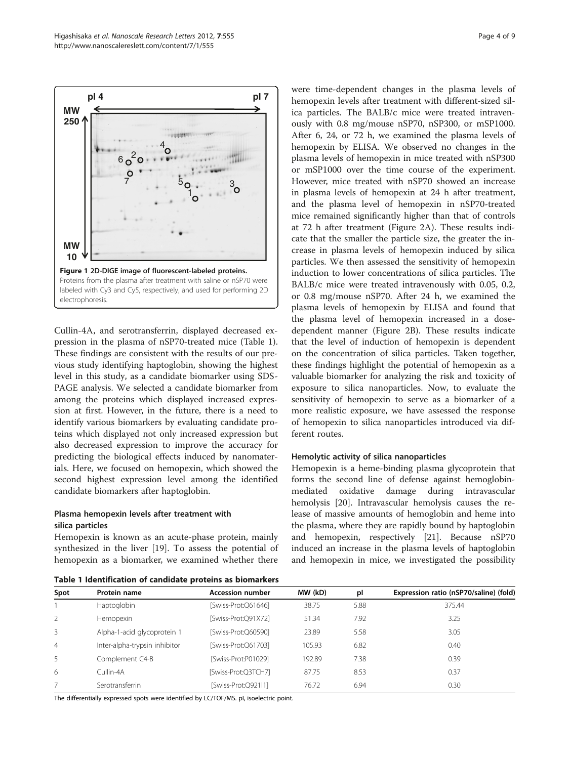**Figure 1 2D-DIGE image of fluorescent-labeled proteins.** Proteins from the plasma after treatment with saline or nSP70 were labeled with Cy3 and Cy5, respectively, and used for performing 2D electrophoresis.

Cullin-4A, and serotransferrin, displayed decreased expression in the plasma of nSP70-treated mice (Table 1). These findings are consistent with the results of our previous study identifying haptoglobin, showing the highest level in this study, as a candidate biomarker using SDS-PAGE analysis. We selected a candidate biomarker from among the proteins which displayed increased expression at first. However, in the future, there is a need to identify various biomarkers by evaluating candidate proteins which displayed not only increased expression but also decreased expression to improve the accuracy for predicting the biological effects induced by nanomaterials. Here, we focused on hemopexin, which showed the second highest expression level among the identified candidate biomarkers after haptoglobin.

### Plasma hemopexin levels after treatment with silica particles

Hemopexin is known as an acute-phase protein, mainly synthesized in the liver [19]. To assess the potential of hemopexin as a biomarker, we examined whether there were time-dependent changes in the plasma levels of hemopexin levels after treatment with different-sized silica particles. The BALB/c mice were treated intravenously with 0.8 mg/mouse nSP70, nSP300, or mSP1000. After 6, 24, or 72 h, we examined the plasma levels of hemopexin by ELISA. We observed no changes in the plasma levels of hemopexin in mice treated with nSP300 or mSP1000 over the time course of the experiment. However, mice treated with nSP70 showed an increase in plasma levels of hemopexin at 24 h after treatment, and the plasma level of hemopexin in nSP70-treated mice remained significantly higher than that of controls at 72 h after treatment (Figure 2A). These results indicate that the smaller the particle size, the greater the increase in plasma levels of hemopexin induced by silica particles. We then assessed the sensitivity of hemopexin induction to lower concentrations of silica particles. The BALB/c mice were treated intravenously with 0.05, 0.2, or 0.8 mg/mouse nSP70. After 24 h, we examined the plasma levels of hemopexin by ELISA and found that the plasma level of hemopexin increased in a dose-dependent manner (Figure 2B). These results indicate that the level of induction of hemopexin is dependent on the concentration of silica particles. Taken together, these findings highlight the potential of hemopexin as a valuable biomarker for analyzing the risk and toxicity of exposure to silica nanoparticles. Now, to evaluate the sensitivity of hemopexin to serve as a biomarker of a more realistic exposure, we have assessed the response of hemopexin to silica nanoparticles introduced via different routes.

### Hemolytic activity of silica nanoparticles

Hemopexin is a heme-binding plasma glycoprotein that forms the second line of defense against hemoglobin-mediated oxidative damage during intravascular hemolysis [20]. Intravascular hemolysis causes the release of massive amounts of hemoglobin and heme into the plasma, where they are rapidly bound by haptoglobin and hemopexin, respectively [21]. Because nSP70 induced an increase in the plasma levels of haptoglobin and hemopexin in mice, we investigated the possibility

**Table 1 Identification of candidate proteins as biomarkers**

| Spot | Protein name | Accession number | MW (kD) | pI | Expression ratio (nSP70/saline) (fold) |
|---|---|---|---|---|---|
| 1 | Haptoglobin | [Swiss-Prot:Q61646] | 38.75 | 5.88 | 375.44 |
| 2 | Hemopexin | [Swiss-Prot:Q91X72] | 51.34 | 7.92 | 3.25 |
| 3 | Alpha-1-acid glycoprotein 1 | [Swiss-Prot:Q60590] | 23.89 | 5.58 | 3.05 |
| 4 | Inter-alpha-trypsin inhibitor | [Swiss-Prot:Q61703] | 105.93 | 6.82 | 0.40 |
| 5 | Complement C4-B | [Swiss-Prot:P01029] | 192.89 | 7.38 | 0.39 |
| 6 | Cullin-4A | [Swiss-Prot:Q3TCH7] | 87.75 | 8.53 | 0.37 |
| 7 | Serotransferrin | [Swiss-Prot:Q921I1] | 76.72 | 6.94 | 0.30 |

The differentially expressed spots were identified by LC/TOF/MS. pI, isoelectric point.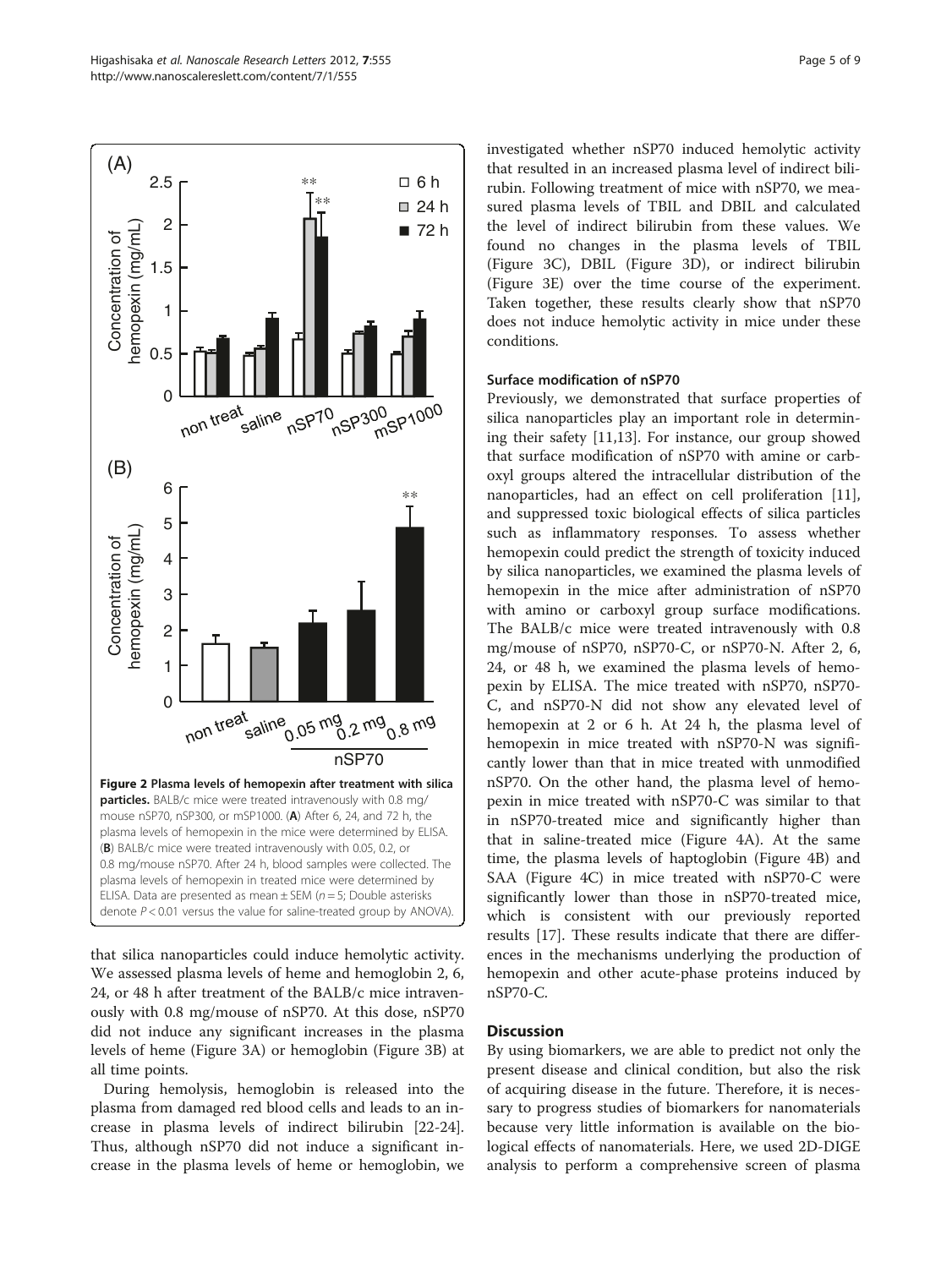**Figure 2 Plasma levels of hemopexin after treatment with silica particles.** BALB/c mice were treated intravenously with 0.8 mg/mouse nSP70, nSP300, or mSP1000. (**A**) After 6, 24, and 72 h, the plasma levels of hemopexin in the mice were determined by ELISA. (**B**) BALB/c mice were treated intravenously with 0.05, 0.2, or 0.8 mg/mouse nSP70. After 24 h, blood samples were collected. The plasma levels of hemopexin in treated mice were determined by ELISA. Data are presented as mean ± SEM ($n = 5$; Double asterisks denote $P < 0.01$ versus the value for saline-treated group by ANOVA).

that silica nanoparticles could induce hemolytic activity. We assessed plasma levels of heme and hemoglobin 2, 6, 24, or 48 h after treatment of the BALB/c mice intravenously with 0.8 mg/mouse of nSP70. At this dose, nSP70 did not induce any significant increases in the plasma levels of heme (Figure 3A) or hemoglobin (Figure 3B) at all time points.

During hemolysis, hemoglobin is released into the plasma from damaged red blood cells and leads to an increase in plasma levels of indirect bilirubin [22-24]. Thus, although nSP70 did not induce a significant increase in the plasma levels of heme or hemoglobin, we investigated whether nSP70 induced hemolytic activity that resulted in an increased plasma level of indirect bilirubin. Following treatment of mice with nSP70, we measured plasma levels of TBIL and DBIL and calculated the level of indirect bilirubin from these values. We found no changes in the plasma levels of TBIL (Figure 3C), DBIL (Figure 3D), or indirect bilirubin (Figure 3E) over the time course of the experiment. Taken together, these results clearly show that nSP70 does not induce hemolytic activity in mice under these conditions.

### Surface modification of nSP70

Previously, we demonstrated that surface properties of silica nanoparticles play an important role in determining their safety [11,13]. For instance, our group showed that surface modification of nSP70 with amine or carboxyl groups altered the intracellular distribution of the nanoparticles, had an effect on cell proliferation [11], and suppressed toxic biological effects of silica particles such as inflammatory responses. To assess whether hemopexin could predict the strength of toxicity induced by silica nanoparticles, we examined the plasma levels of hemopexin in the mice after administration of nSP70 with amino or carboxyl group surface modifications. The BALB/c mice were treated intravenously with 0.8 mg/mouse of nSP70, nSP70-C, or nSP70-N. After 2, 6, 24, or 48 h, we examined the plasma levels of hemopexin by ELISA. The mice treated with nSP70, nSP70-C, and nSP70-N did not show any elevated level of hemopexin at 2 or 6 h. At 24 h, the plasma level of hemopexin in mice treated with nSP70-N was significantly lower than that in mice treated with unmodified nSP70. On the other hand, the plasma level of hemopexin in mice treated with nSP70-C was similar to that in nSP70-treated mice and significantly higher than that in saline-treated mice (Figure 4A). At the same time, the plasma levels of haptoglobin (Figure 4B) and SAA (Figure 4C) in mice treated with nSP70-C were significantly lower than those in nSP70-treated mice, which is consistent with our previously reported results [17]. These results indicate that there are differences in the mechanisms underlying the production of hemopexin and other acute-phase proteins induced by nSP70-C.

## Discussion

By using biomarkers, we are able to predict not only the present disease and clinical condition, but also the risk of acquiring disease in the future. Therefore, it is necessary to progress studies of biomarkers for nanomaterials because very little information is available on the biological effects of nanomaterials. Here, we used 2D-DIGE analysis to perform a comprehensive screen of plasma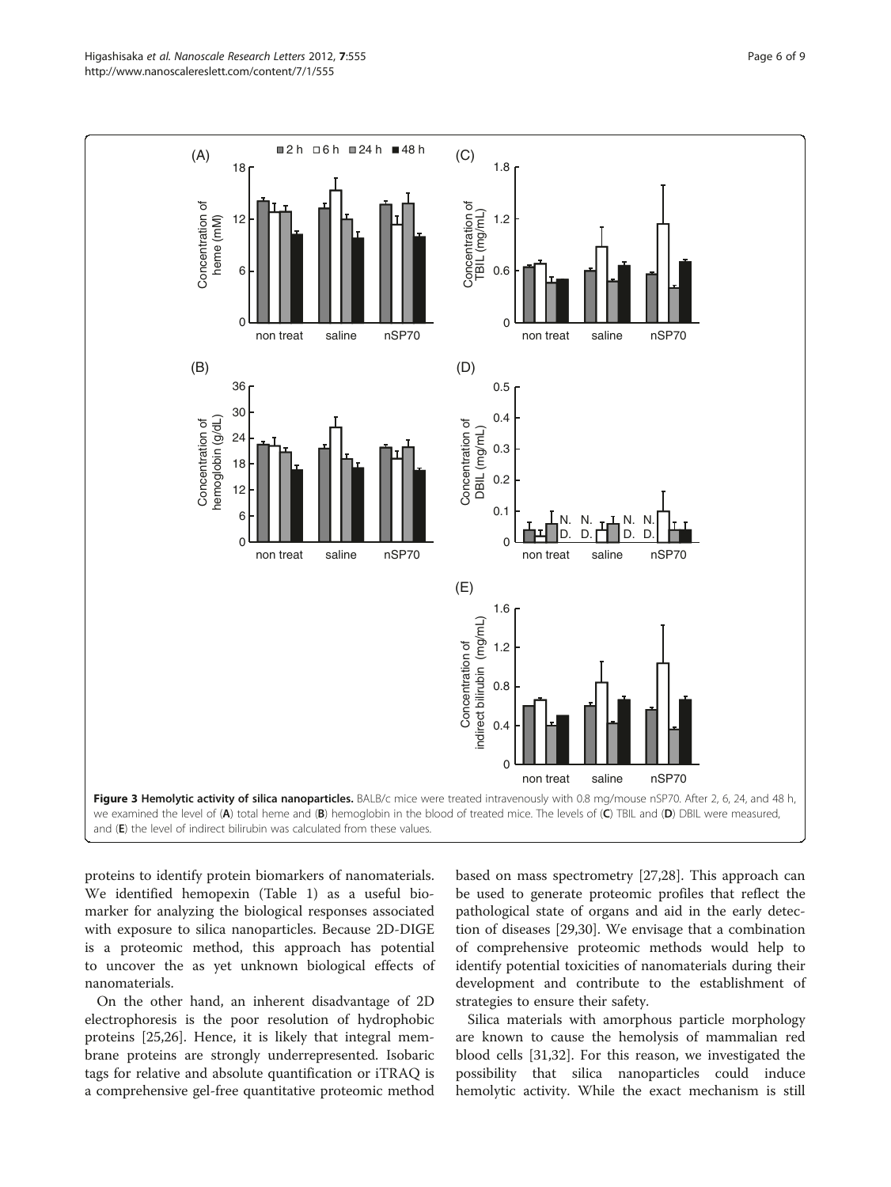**Figure 3 Hemolytic activity of silica nanoparticles.** BALB/c mice were treated intravenously with 0.8 mg/mouse nSP70. After 2, 6, 24, and 48 h, we examined the level of (**A**) total heme and (**B**) hemoglobin in the blood of treated mice. The levels of (**C**) TBIL and (**D**) DBIL were measured, and (**E**) the level of indirect bilirubin was calculated from these values.

proteins to identify protein biomarkers of nanomaterials. We identified hemopexin (Table 1) as a useful biomarker for analyzing the biological responses associated with exposure to silica nanoparticles. Because 2D-DIGE is a proteomic method, this approach has potential to uncover the as yet unknown biological effects of nanomaterials.

On the other hand, an inherent disadvantage of 2D electrophoresis is the poor resolution of hydrophobic proteins [25,26]. Hence, it is likely that integral membrane proteins are strongly underrepresented. Isobaric tags for relative and absolute quantification or iTRAQ is a comprehensive gel-free quantitative proteomic method based on mass spectrometry [27,28]. This approach can be used to generate proteomic profiles that reflect the pathological state of organs and aid in the early detection of diseases [29,30]. We envisage that a combination of comprehensive proteomic methods would help to identify potential toxicities of nanomaterials during their development and contribute to the establishment of strategies to ensure their safety.

Silica materials with amorphous particle morphology are known to cause the hemolysis of mammalian red blood cells [31,32]. For this reason, we investigated the possibility that silica nanoparticles could induce hemolytic activity. While the exact mechanism is still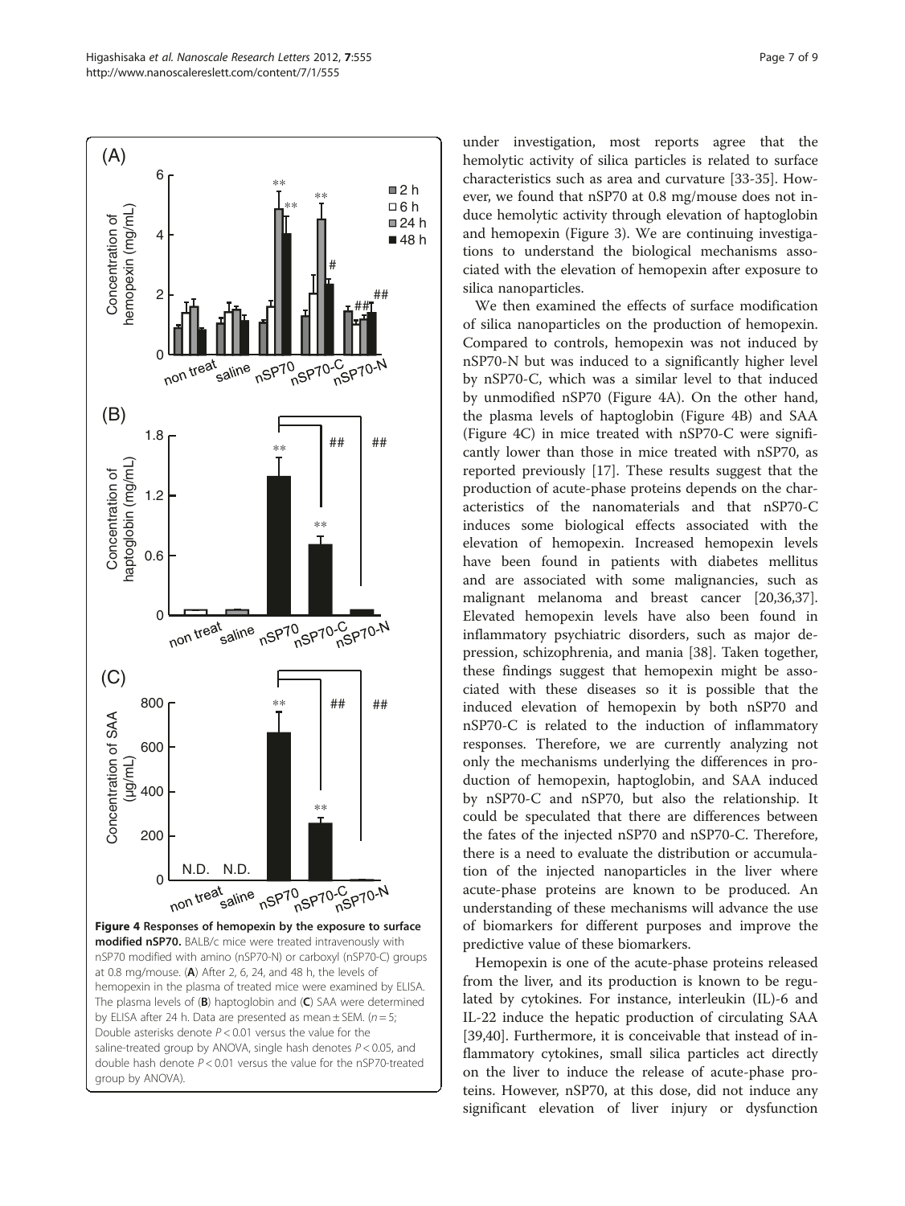under investigation, most reports agree that the hemolytic activity of silica particles is related to surface characteristics such as area and curvature [33-35]. However, we found that nSP70 at 0.8 mg/mouse does not induce hemolytic activity through elevation of haptoglobin and hemopexin (Figure 3). We are continuing investigations to understand the biological mechanisms associated with the elevation of hemopexin after exposure to silica nanoparticles.

We then examined the effects of surface modification of silica nanoparticles on the production of hemopexin. Compared to controls, hemopexin was not induced by nSP70-N but was induced to a significantly higher level by nSP70-C, which was a similar level to that induced by unmodified nSP70 (Figure 4A). On the other hand, the plasma levels of haptoglobin (Figure 4B) and SAA (Figure 4C) in mice treated with nSP70-C were significantly lower than those in mice treated with nSP70, as reported previously [17]. These results suggest that the production of acute-phase proteins depends on the characteristics of the nanomaterials and that nSP70-C induces some biological effects associated with the elevation of hemopexin. Increased hemopexin levels have been found in patients with diabetes mellitus and are associated with some malignancies, such as malignant melanoma and breast cancer [20,36,37]. Elevated hemopexin levels have also been found in inflammatory psychiatric disorders, such as major depression, schizophrenia, and mania [38]. Taken together, these findings suggest that hemopexin might be associated with these diseases so it is possible that the induced elevation of hemopexin by both nSP70 and nSP70-C is related to the induction of inflammatory responses. Therefore, we are currently analyzing not only the mechanisms underlying the differences in production of hemopexin, haptoglobin, and SAA induced by nSP70-C and nSP70, but also the relationship. It could be speculated that there are differences between the fates of the injected nSP70 and nSP70-C. Therefore, there is a need to evaluate the distribution or accumulation of the injected nanoparticles in the liver where acute-phase proteins are known to be produced. An understanding of these mechanisms will advance the use of biomarkers for different purposes and improve the predictive value of these biomarkers.

Hemopexin is one of the acute-phase proteins released from the liver, and its production is known to be regulated by cytokines. For instance, interleukin (IL)-6 and IL-22 induce the hepatic production of circulating SAA [39,40]. Furthermore, it is conceivable that instead of inflammatory cytokines, small silica particles act directly on the liver to induce the release of acute-phase proteins. However, nSP70, at this dose, did not induce any significant elevation of liver injury or dysfunction

**Figure 4 Responses of hemopexin by the exposure to surface modified nSP70.** BALB/c mice were treated intravenously with nSP70 modified with amino (nSP70-N) or carboxyl (nSP70-C) groups at 0.8 mg/mouse. (**A**) After 2, 6, 24, and 48 h, the levels of hemopexin in the plasma of treated mice were examined by ELISA. The plasma levels of (**B**) haptoglobin and (**C**) SAA were determined by ELISA after 24 h. Data are presented as mean ± SEM. ($n = 5$; Double asterisks denote $P < 0.01$ versus the value for the saline-treated group by ANOVA, single hash denotes $P < 0.05$, and double hash denote $P < 0.01$ versus the value for the nSP70-treated group by ANOVA).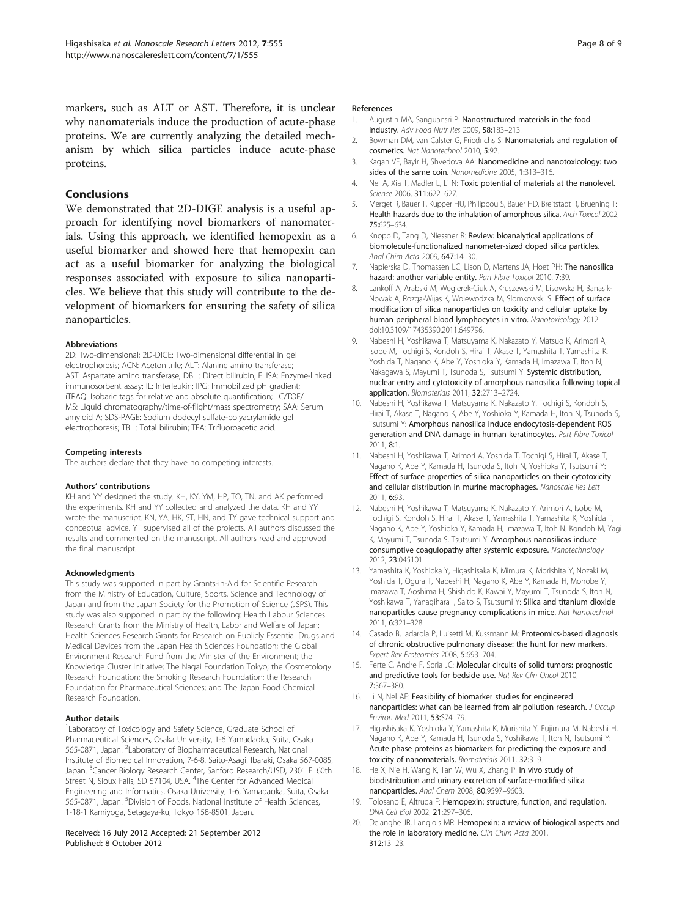markers, such as ALT or AST. Therefore, it is unclear why nanomaterials induce the production of acute-phase proteins. We are currently analyzing the detailed mechanism by which silica particles induce acute-phase proteins.

## Conclusions

We demonstrated that 2D-DIGE analysis is a useful approach for identifying novel biomarkers of nanomaterials. Using this approach, we identified hemopexin as a useful biomarker and showed here that hemopexin can act as a useful biomarker for analyzing the biological responses associated with exposure to silica nanoparticles. We believe that this study will contribute to the development of biomarkers for ensuring the safety of silica nanoparticles.

#### Abbreviations

2D: Two-dimensional; 2D-DIGE: Two-dimensional differential in gel electrophoresis; ACN: Acetonitrile; ALT: Alanine amino transferase; AST: Aspartate amino transferase; DBIL: Direct bilirubin; ELISA: Enzyme-linked immunosorbent assay; IL: Interleukin; IPG: Immobilized pH gradient; iTRAQ: Isobaric tags for relative and absolute quantification; LC/TOF/MS: Liquid chromatography/time-of-flight/mass spectrometry; SAA: Serum amyloid A; SDS-PAGE: Sodium dodecyl sulfate-polyacrylamide gel electrophoresis; TBIL: Total bilirubin; TFA: Trifluoroacetic acid.

#### Competing interests

The authors declare that they have no competing interests.

#### Authors' contributions

KH and YY designed the study. KH, KY, YM, HP, TO, TN, and AK performed the experiments. KH and YY collected and analyzed the data. KH and YY wrote the manuscript. KN, YA, HK, ST, HN, and TY gave technical support and conceptual advice. YT supervised all of the projects. All authors discussed the results and commented on the manuscript. All authors read and approved the final manuscript.

#### Acknowledgments

This study was supported in part by Grants-in-Aid for Scientific Research from the Ministry of Education, Culture, Sports, Science and Technology of Japan and from the Japan Society for the Promotion of Science (JSPS). This study was also supported in part by the following: Health Labour Sciences Research Grants from the Ministry of Health, Labor and Welfare of Japan; Health Sciences Research Grants for Research on Publicly Essential Drugs and Medical Devices from the Japan Health Sciences Foundation; the Global Environment Research Fund from the Minister of the Environment; the Knowledge Cluster Initiative; The Nagai Foundation Tokyo; the Cosmetology Research Foundation; the Smoking Research Foundation; the Research Foundation for Pharmaceutical Sciences; and The Japan Food Chemical Research Foundation.

#### Author details

[1]Laboratory of Toxicology and Safety Science, Graduate School of Pharmaceutical Sciences, Osaka University, 1-6 Yamadaoka, Suita, Osaka 565-0871, Japan. [2]Laboratory of Biopharmaceutical Research, National Institute of Biomedical Innovation, 7-6-8, Saito-Asagi, Ibaraki, Osaka 567-0085, Japan. [3]Cancer Biology Research Center, Sanford Research/USD, 2301 E. 60th Street N, Sioux Falls, SD 57104, USA. [4]The Center for Advanced Medical Engineering and Informatics, Osaka University, 1-6, Yamadaoka, Suita, Osaka 565-0871, Japan. [5]Division of Foods, National Institute of Health Sciences, 1-18-1 Kamiyoga, Setagaya-ku, Tokyo 158-8501, Japan.

Received: 16 July 2012 Accepted: 21 September 2012
Published: 8 October 2012

#### References

1. Augustin MA, Sanguansri P: **Nanostructured materials in the food industry.** *Adv Food Nutr Res* 2009, **58:**183–213.
2. Bowman DM, van Calster G, Friedrichs S: **Nanomaterials and regulation of cosmetics.** *Nat Nanotechnol* 2010, **5:**92.
3. Kagan VE, Bayir H, Shvedova AA: **Nanomedicine and nanotoxicology: two sides of the same coin.** *Nanomedicine* 2005, **1:**313–316.
4. Nel A, Xia T, Madler L, Li N: **Toxic potential of materials at the nanolevel.** *Science* 2006, **311:**622–627.
5. Merget R, Bauer T, Kupper HU, Philippou S, Bauer HD, Breitstadt R, Bruening T: **Health hazards due to the inhalation of amorphous silica.** *Arch Toxicol* 2002, **75:**625–634.
6. Knopp D, Tang D, Niessner R: **Review: bioanalytical applications of biomolecule-functionalized nanometer-sized doped silica particles.** *Anal Chim Acta* 2009, **647:**14–30.
7. Napierska D, Thomassen LC, Lison D, Martens JA, Hoet PH: **The nanosilica hazard: another variable entity.** *Part Fibre Toxicol* 2010, **7:**39.
8. Lankoff A, Arabski M, Wegierek-Ciuk A, Kruszewski M, Lisowska H, Banasik-Nowak A, Rozga-Wijas K, Wojewodzka M, Slomkowski S: **Effect of surface modification of silica nanoparticles on toxicity and cellular uptake by human peripheral blood lymphocytes in vitro.** *Nanotoxicology* 2012. doi:10.3109/17435390.2011.649796.
9. Nabeshi H, Yoshikawa T, Matsuyama K, Nakazato Y, Matsuo K, Arimori A, Isobe M, Tochigi S, Kondoh S, Hirai T, Akase T, Yamashita T, Yamashita K, Yoshida T, Nagano K, Abe Y, Yoshioka Y, Kamada H, Imazawa T, Itoh N, Nakagawa S, Mayumi T, Tsunoda S, Tsutsumi Y: **Systemic distribution, nuclear entry and cytotoxicity of amorphous nanosilica following topical application.** *Biomaterials* 2011, **32:**2713–2724.
10. Nabeshi H, Yoshikawa T, Matsuyama K, Nakazato Y, Tochigi S, Kondoh S, Hirai T, Akase T, Nagano K, Abe Y, Yoshioka Y, Kamada H, Itoh N, Tsunoda S, Tsutsumi Y: **Amorphous nanosilica induce endocytosis-dependent ROS generation and DNA damage in human keratinocytes.** *Part Fibre Toxicol* 2011, **8:**1.
11. Nabeshi H, Yoshikawa T, Arimori A, Yoshida T, Tochigi S, Hirai T, Akase T, Nagano K, Abe Y, Kamada H, Tsunoda S, Itoh N, Yoshioka Y, Tsutsumi Y: **Effect of surface properties of silica nanoparticles on their cytotoxicity and cellular distribution in murine macrophages.** *Nanoscale Res Lett* 2011, **6:**93.
12. Nabeshi H, Yoshikawa T, Matsuyama K, Nakazato Y, Arimori A, Isobe M, Tochigi S, Kondoh S, Hirai T, Akase T, Yamashita T, Yamashita K, Yoshida T, Nagano K, Abe Y, Yoshioka Y, Kamada H, Imazawa T, Itoh N, Kondoh M, Yagi K, Mayumi T, Tsunoda S, Tsutsumi Y: **Amorphous nanosilicas induce consumptive coagulopathy after systemic exposure.** *Nanotechnology* 2012, **23:**045101.
13. Yamashita K, Yoshioka Y, Higashisaka K, Mimura K, Morishita Y, Nozaki M, Yoshida T, Ogura T, Nabeshi H, Nagano K, Abe Y, Kamada H, Monobe Y, Imazawa T, Aoshima H, Shishido K, Kawai Y, Mayumi T, Tsunoda S, Itoh N, Yoshikawa T, Yanagihara I, Saito S, Tsutsumi Y: **Silica and titanium dioxide nanoparticles cause pregnancy complications in mice.** *Nat Nanotechnol* 2011, **6:**321–328.
14. Casado B, Iadarola P, Luisetti M, Kussmann M: **Proteomics-based diagnosis of chronic obstructive pulmonary disease: the hunt for new markers.** *Expert Rev Proteomics* 2008, **5:**693–704.
15. Ferte C, Andre F, Soria JC: **Molecular circuits of solid tumors: prognostic and predictive tools for bedside use.** *Nat Rev Clin Oncol* 2010, **7:**367–380.
16. Li N, Nel AE: **Feasibility of biomarker studies for engineered nanoparticles: what can be learned from air pollution research.** *J Occup Environ Med* 2011, **53:**S74–79.
17. Higashisaka K, Yoshioka Y, Yamashita K, Morishita Y, Fujimura M, Nabeshi H, Nagano K, Abe Y, Kamada H, Tsunoda S, Yoshikawa T, Itoh N, Tsutsumi Y: **Acute phase proteins as biomarkers for predicting the exposure and toxicity of nanomaterials.** *Biomaterials* 2011, **32:**3–9.
18. He X, Nie H, Wang K, Tan W, Wu X, Zhang P: **In vivo study of biodistribution and urinary excretion of surface-modified silica nanoparticles.** *Anal Chem* 2008, **80:**9597–9603.
19. Tolosano E, Altruda F: **Hemopexin: structure, function, and regulation.** *DNA Cell Biol* 2002, **21:**297–306.
20. Delanghe JR, Langlois MR: **Hemopexin: a review of biological aspects and the role in laboratory medicine.** *Clin Chim Acta* 2001, **312:**13–23.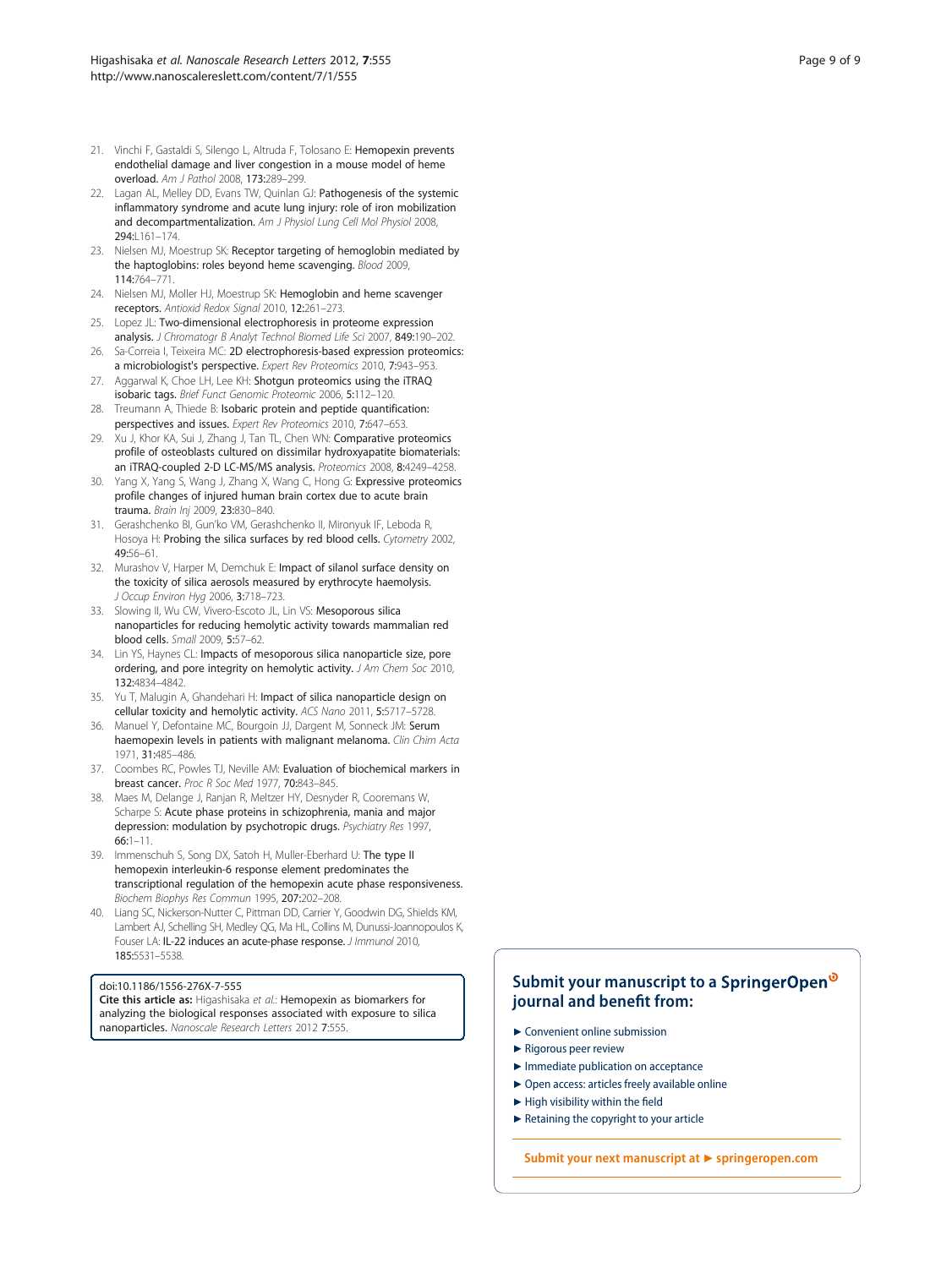21. Vinchi F, Gastaldi S, Silengo L, Altruda F, Tolosano E: **Hemopexin prevents endothelial damage and liver congestion in a mouse model of heme overload.** *Am J Pathol* 2008, **173:**289–299.
22. Lagan AL, Melley DD, Evans TW, Quinlan GJ: **Pathogenesis of the systemic inflammatory syndrome and acute lung injury: role of iron mobilization and decompartmentalization.** *Am J Physiol Lung Cell Mol Physiol* 2008, **294:**L161–174.
23. Nielsen MJ, Moestrup SK: **Receptor targeting of hemoglobin mediated by the haptoglobins: roles beyond heme scavenging.** *Blood* 2009, **114:**764–771.
24. Nielsen MJ, Moller HJ, Moestrup SK: **Hemoglobin and heme scavenger receptors.** *Antioxid Redox Signal* 2010, **12:**261–273.
25. Lopez JL: **Two-dimensional electrophoresis in proteome expression analysis.** *J Chromatogr B Analyt Technol Biomed Life Sci* 2007, **849:**190–202.
26. Sa-Correia I, Teixeira MC: **2D electrophoresis-based expression proteomics: a microbiologist's perspective.** *Expert Rev Proteomics* 2010, **7:**943–953.
27. Aggarwal K, Choe LH, Lee KH: **Shotgun proteomics using the iTRAQ isobaric tags.** *Brief Funct Genomic Proteomic* 2006, **5:**112–120.
28. Treumann A, Thiede B: **Isobaric protein and peptide quantification: perspectives and issues.** *Expert Rev Proteomics* 2010, **7:**647–653.
29. Xu J, Khor KA, Sui J, Zhang J, Tan TL, Chen WN: **Comparative proteomics profile of osteoblasts cultured on dissimilar hydroxyapatite biomaterials: an iTRAQ-coupled 2-D LC-MS/MS analysis.** *Proteomics* 2008, **8:**4249–4258.
30. Yang X, Yang S, Wang J, Zhang X, Wang C, Hong G: **Expressive proteomics profile changes of injured human brain cortex due to acute brain trauma.** *Brain Inj* 2009, **23:**830–840.
31. Gerashchenko BI, Gun'ko VM, Gerashchenko II, Mironyuk IF, Leboda R, Hosoya H: **Probing the silica surfaces by red blood cells.** *Cytometry* 2002, **49:**56–61.
32. Murashov V, Harper M, Demchuk E: **Impact of silanol surface density on the toxicity of silica aerosols measured by erythrocyte haemolysis.** *J Occup Environ Hyg* 2006, **3:**718–723.
33. Slowing II, Wu CW, Vivero-Escoto JL, Lin VS: **Mesoporous silica nanoparticles for reducing hemolytic activity towards mammalian red blood cells.** *Small* 2009, **5:**57–62.
34. Lin YS, Haynes CL: **Impacts of mesoporous silica nanoparticle size, pore ordering, and pore integrity on hemolytic activity.** *J Am Chem Soc* 2010, **132:**4834–4842.
35. Yu T, Malugin A, Ghandehari H: **Impact of silica nanoparticle design on cellular toxicity and hemolytic activity.** *ACS Nano* 2011, **5:**5717–5728.
36. Manuel Y, Defontaine MC, Bourgoin JJ, Dargent M, Sonneck JM: **Serum haemopexin levels in patients with malignant melanoma.** *Clin Chim Acta* 1971, **31:**485–486.
37. Coombes RC, Powles TJ, Neville AM: **Evaluation of biochemical markers in breast cancer.** *Proc R Soc Med* 1977, **70:**843–845.
38. Maes M, Delange J, Ranjan R, Meltzer HY, Desnyder R, Cooremans W, Scharpe S: **Acute phase proteins in schizophrenia, mania and major depression: modulation by psychotropic drugs.** *Psychiatry Res* 1997, **66:**1–11.
39. Immenschuh S, Song DX, Satoh H, Muller-Eberhard U: **The type II hemopexin interleukin-6 response element predominates the transcriptional regulation of the hemopexin acute phase responsiveness.** *Biochem Biophys Res Commun* 1995, **207:**202–208.
40. Liang SC, Nickerson-Nutter C, Pittman DD, Carrier Y, Goodwin DG, Shields KM, Lambert AJ, Schelling SH, Medley QG, Ma HL, Collins M, Dunussi-Joannopoulos K, Fouser LA: **IL-22 induces an acute-phase response.** *J Immunol* 2010, **185:**5531–5538.

doi:10.1186/1556-276X-7-555
**Cite this article as:** Higashisaka *et al.*: Hemopexin as biomarkers for analyzing the biological responses associated with exposure to silica nanoparticles. *Nanoscale Research Letters* 2012 **7**:555.

**Submit your manuscript to a SpringerOpen journal and benefit from:**

- ► Convenient online submission
- ► Rigorous peer review
- ► Immediate publication on acceptance
- ► Open access: articles freely available online
- ► High visibility within the field
- ► Retaining the copyright to your article

**Submit your next manuscript at ► springeropen.com**